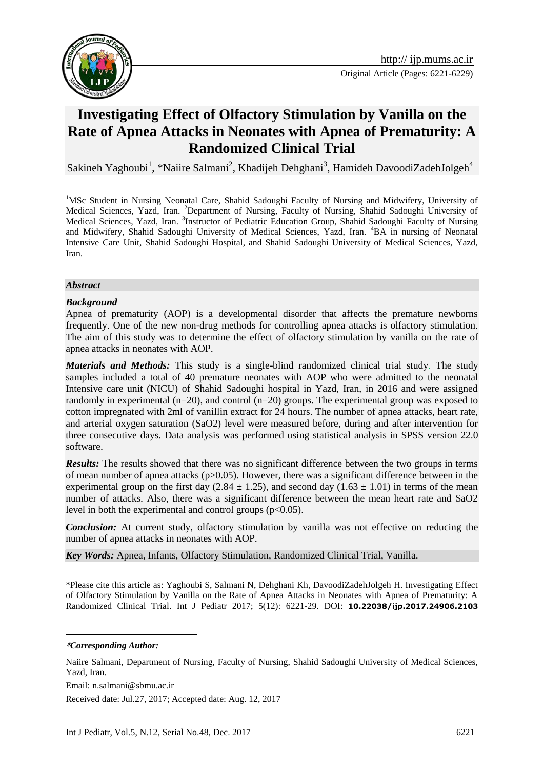Original Article (Pages: 6221-6229)

# Investigating Effect of Olfactory Stimulation by Vanilla on the Rate of Apnea Attacks in Neonates with Apnea of Prematurity: A Randomized Clinical Trial

Sakineh Yaghoubi[1], *Naiire Salmani[2], Khadijeh Dehghani[3], Hamideh DavoodiZadehJolgeh[4]

[1]MSc Student in Nursing Neonatal Care, Shahid Sadoughi Faculty of Nursing and Midwifery, University of Medical Sciences, Yazd, Iran. [2]Department of Nursing, Faculty of Nursing, Shahid Sadoughi University of Medical Sciences, Yazd, Iran. [3]Instructor of Pediatric Education Group, Shahid Sadoughi Faculty of Nursing and Midwifery, Shahid Sadoughi University of Medical Sciences, Yazd, Iran. [4]BA in nursing of Neonatal Intensive Care Unit, Shahid Sadoughi Hospital, and Shahid Sadoughi University of Medical Sciences, Yazd, Iran.

### *Abstract*

***Background***

Apnea of prematurity (AOP) is a developmental disorder that affects the premature newborns frequently. One of the new non-drug methods for controlling apnea attacks is olfactory stimulation. The aim of this study was to determine the effect of olfactory stimulation by vanilla on the rate of apnea attacks in neonates with AOP.

***Materials and Methods:*** This study is a single-blind randomized clinical trial study. The study samples included a total of 40 premature neonates with AOP who were admitted to the neonatal Intensive care unit (NICU) of Shahid Sadoughi hospital in Yazd, Iran, in 2016 and were assigned randomly in experimental (n=20), and control (n=20) groups. The experimental group was exposed to cotton impregnated with 2ml of vanillin extract for 24 hours. The number of apnea attacks, heart rate, and arterial oxygen saturation ($SaO_2$) level were measured before, during and after intervention for three consecutive days. Data analysis was performed using statistical analysis in SPSS version 22.0 software.

***Results:*** The results showed that there was no significant difference between the two groups in terms of mean number of apnea attacks ($p>0.05$). However, there was a significant difference between in the experimental group on the first day ($2.84 \pm 1.25$), and second day ($1.63 \pm 1.01$) in terms of the mean number of attacks. Also, there was a significant difference between the mean heart rate and $SaO_2$ level in both the experimental and control groups ($p<0.05$).

***Conclusion:*** At current study, olfactory stimulation by vanilla was not effective on reducing the number of apnea attacks in neonates with AOP.

***Key Words:*** Apnea, Infants, Olfactory Stimulation, Randomized Clinical Trial, Vanilla.

<u>*Please cite this article as</u>: Yaghoubi S, Salmani N, Dehghani Kh, DavoodiZadehJolgeh H. Investigating Effect of Olfactory Stimulation by Vanilla on the Rate of Apnea Attacks in Neonates with Apnea of Prematurity: A Randomized Clinical Trial. Int J Pediatr 2017; 5(12): 6221-29. DOI: **10.22038/ijp.2017.24906.2103**

***Corresponding Author:***

Naiire Salmani, Department of Nursing, Faculty of Nursing, Shahid Sadoughi University of Medical Sciences, Yazd, Iran.

Email: n.salmani@sbmu.ac.ir

Received date: Jul.27, 2017; Accepted date: Aug. 12, 2017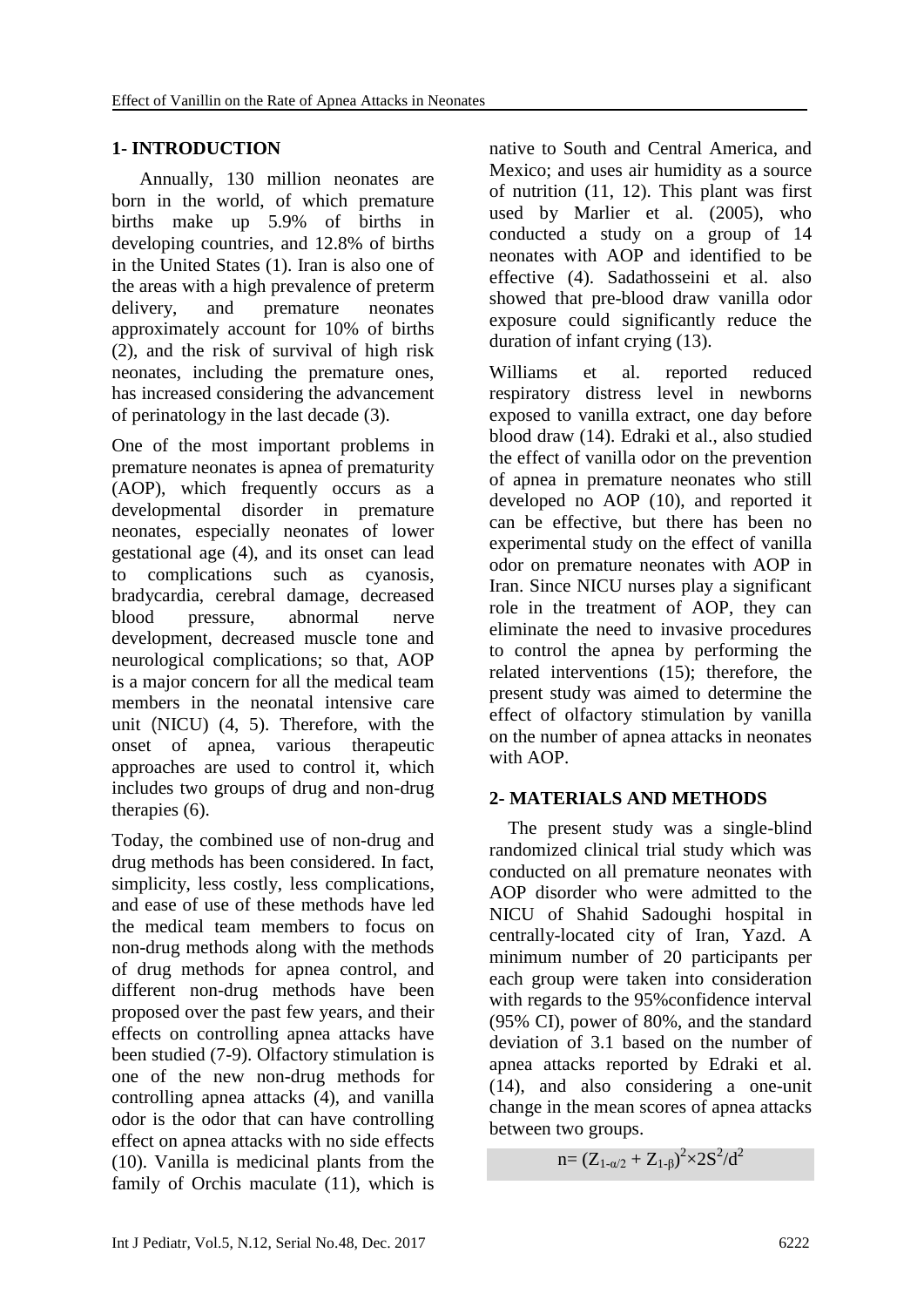## 1- INTRODUCTION

Annually, 130 million neonates are born in the world, of which premature births make up 5.9% of births in developing countries, and 12.8% of births in the United States (1). Iran is also one of the areas with a high prevalence of preterm delivery, and premature neonates approximately account for 10% of births (2), and the risk of survival of high risk neonates, including the premature ones, has increased considering the advancement of perinatology in the last decade (3).

One of the most important problems in premature neonates is apnea of prematurity (AOP), which frequently occurs as a developmental disorder in premature neonates, especially neonates of lower gestational age (4), and its onset can lead to complications such as cyanosis, bradycardia, cerebral damage, decreased blood pressure, abnormal nerve development, decreased muscle tone and neurological complications; so that, AOP is a major concern for all the medical team members in the neonatal intensive care unit (NICU) (4, 5). Therefore, with the onset of apnea, various therapeutic approaches are used to control it, which includes two groups of drug and non-drug therapies (6).

Today, the combined use of non-drug and drug methods has been considered. In fact, simplicity, less costly, less complications, and ease of use of these methods have led the medical team members to focus on non-drug methods along with the methods of drug methods for apnea control, and different non-drug methods have been proposed over the past few years, and their effects on controlling apnea attacks have been studied (7-9). Olfactory stimulation is one of the new non-drug methods for controlling apnea attacks (4), and vanilla odor is the odor that can have controlling effect on apnea attacks with no side effects (10). Vanilla is medicinal plants from the family of Orchis maculate (11), which is native to South and Central America, and Mexico; and uses air humidity as a source of nutrition (11, 12). This plant was first used by Marlier et al. (2005), who conducted a study on a group of 14 neonates with AOP and identified to be effective (4). Sadathosseini et al. also showed that pre-blood draw vanilla odor exposure could significantly reduce the duration of infant crying (13).

Williams et al. reported reduced respiratory distress level in newborns exposed to vanilla extract, one day before blood draw (14). Edraki et al., also studied the effect of vanilla odor on the prevention of apnea in premature neonates who still developed no AOP (10), and reported it can be effective, but there has been no experimental study on the effect of vanilla odor on premature neonates with AOP in Iran. Since NICU nurses play a significant role in the treatment of AOP, they can eliminate the need to invasive procedures to control the apnea by performing the related interventions (15); therefore, the present study was aimed to determine the effect of olfactory stimulation by vanilla on the number of apnea attacks in neonates with AOP.

## 2- MATERIALS AND METHODS

The present study was a single-blind randomized clinical trial study which was conducted on all premature neonates with AOP disorder who were admitted to the NICU of Shahid Sadoughi hospital in centrally-located city of Iran, Yazd. A minimum number of 20 participants per each group were taken into consideration with regards to the 95%confidence interval (95% CI), power of 80%, and the standard deviation of 3.1 based on the number of apnea attacks reported by Edraki et al. (14), and also considering a one-unit change in the mean scores of apnea attacks between two groups.

$$n = (Z_{1-\alpha/2} + Z_{1-\beta})^2 \times 2S^2/d^2$$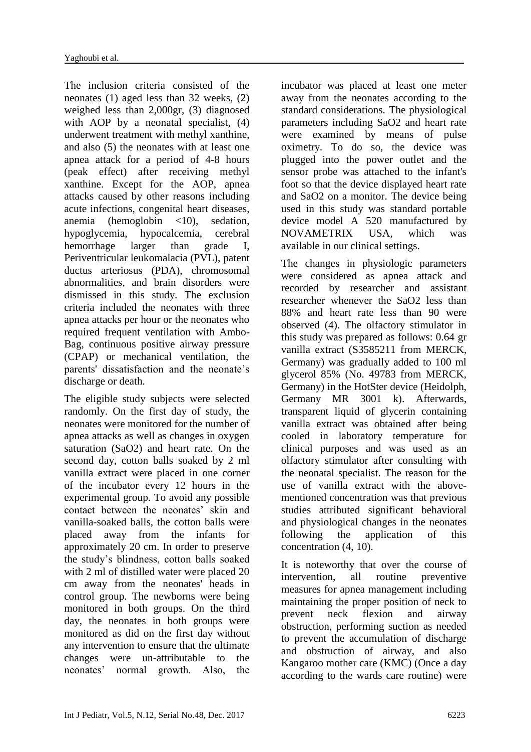The inclusion criteria consisted of the neonates (1) aged less than 32 weeks, (2) weighed less than 2,000gr, (3) diagnosed with AOP by a neonatal specialist, (4) underwent treatment with methyl xanthine, and also (5) the neonates with at least one apnea attack for a period of 4-8 hours (peak effect) after receiving methyl xanthine. Except for the AOP, apnea attacks caused by other reasons including acute infections, congenital heart diseases, anemia (hemoglobin <10), sedation, hypoglycemia, hypocalcemia, cerebral hemorrhage larger than grade I, Periventricular leukomalacia (PVL), patent ductus arteriosus (PDA), chromosomal abnormalities, and brain disorders were dismissed in this study. The exclusion criteria included the neonates with three apnea attacks per hour or the neonates who required frequent ventilation with Ambo-Bag, continuous positive airway pressure (CPAP) or mechanical ventilation, the parents' dissatisfaction and the neonate's discharge or death.

The eligible study subjects were selected randomly. On the first day of study, the neonates were monitored for the number of apnea attacks as well as changes in oxygen saturation (SaO2) and heart rate. On the second day, cotton balls soaked by 2 ml vanilla extract were placed in one corner of the incubator every 12 hours in the experimental group. To avoid any possible contact between the neonates' skin and vanilla-soaked balls, the cotton balls were placed away from the infants for approximately 20 cm. In order to preserve the study's blindness, cotton balls soaked with 2 ml of distilled water were placed 20 cm away from the neonates' heads in control group. The newborns were being monitored in both groups. On the third day, the neonates in both groups were monitored as did on the first day without any intervention to ensure that the ultimate changes were un-attributable to the neonates' normal growth. Also, the incubator was placed at least one meter away from the neonates according to the standard considerations. The physiological parameters including SaO2 and heart rate were examined by means of pulse oximetry. To do so, the device was plugged into the power outlet and the sensor probe was attached to the infant's foot so that the device displayed heart rate and SaO2 on a monitor. The device being used in this study was standard portable device model A 520 manufactured by NOVAMETRIX USA, which was available in our clinical settings.

The changes in physiologic parameters were considered as apnea attack and recorded by researcher and assistant researcher whenever the SaO2 less than 88% and heart rate less than 90 were observed (4). The olfactory stimulator in this study was prepared as follows: 0.64 gr vanilla extract (S3585211 from MERCK, Germany) was gradually added to 100 ml glycerol 85% (No. 49783 from MERCK, Germany) in the HotSter device (Heidolph, Germany MR 3001 k). Afterwards, transparent liquid of glycerin containing vanilla extract was obtained after being cooled in laboratory temperature for clinical purposes and was used as an olfactory stimulator after consulting with the neonatal specialist. The reason for the use of vanilla extract with the above-mentioned concentration was that previous studies attributed significant behavioral and physiological changes in the neonates following the application of this concentration (4, 10).

It is noteworthy that over the course of intervention, all routine preventive measures for apnea management including maintaining the proper position of neck to prevent neck flexion and airway obstruction, performing suction as needed to prevent the accumulation of discharge and obstruction of airway, and also Kangaroo mother care (KMC) (Once a day according to the wards care routine) were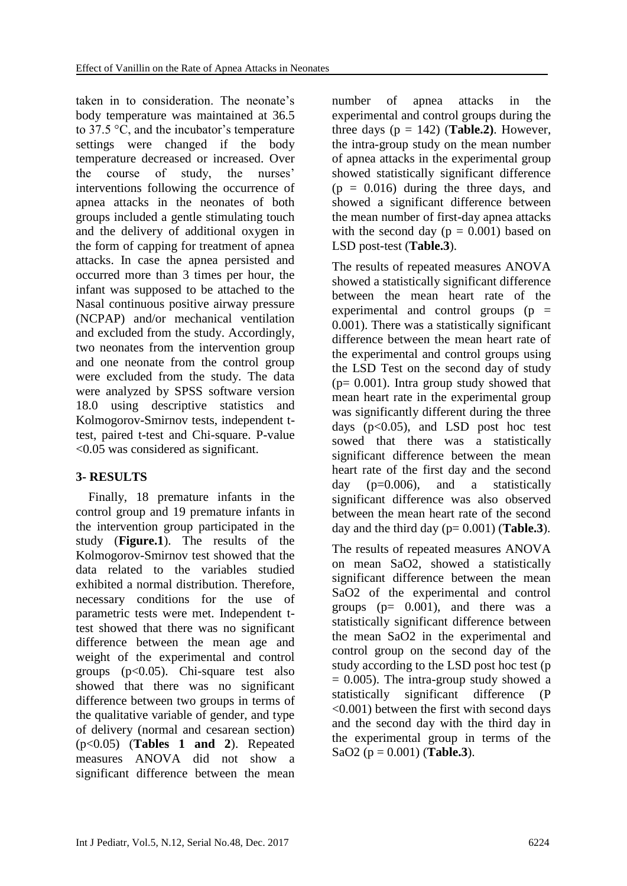taken in to consideration. The neonate's body temperature was maintained at 36.5 to 37.5 °C, and the incubator's temperature settings were changed if the body temperature decreased or increased. Over the course of study, the nurses' interventions following the occurrence of apnea attacks in the neonates of both groups included a gentle stimulating touch and the delivery of additional oxygen in the form of capping for treatment of apnea attacks. In case the apnea persisted and occurred more than 3 times per hour, the infant was supposed to be attached to the Nasal continuous positive airway pressure (NCPAP) and/or mechanical ventilation and excluded from the study. Accordingly, two neonates from the intervention group and one neonate from the control group were excluded from the study. The data were analyzed by SPSS software version 18.0 using descriptive statistics and Kolmogorov-Smirnov tests, independent t-test, paired t-test and Chi-square. P-value <0.05 was considered as significant.

## 3- RESULTS

Finally, 18 premature infants in the control group and 19 premature infants in the intervention group participated in the study (**Figure.1**). The results of the Kolmogorov-Smirnov test showed that the data related to the variables studied exhibited a normal distribution. Therefore, necessary conditions for the use of parametric tests were met. Independent t-test showed that there was no significant difference between the mean age and weight of the experimental and control groups ($p<0.05$). Chi-square test also showed that there was no significant difference between two groups in terms of the qualitative variable of gender, and type of delivery (normal and cesarean section) ($p<0.05$) (**Tables 1 and 2**). Repeated measures ANOVA did not show a significant difference between the mean number of apnea attacks in the experimental and control groups during the three days ($p = 142$) (**Table.2)**. However, the intra-group study on the mean number of apnea attacks in the experimental group showed statistically significant difference ($p = 0.016$) during the three days, and showed a significant difference between the mean number of first-day apnea attacks with the second day ($p = 0.001$) based on LSD post-test (**Table.3**).

The results of repeated measures ANOVA showed a statistically significant difference between the mean heart rate of the experimental and control groups ($p = 0.001$). There was a statistically significant difference between the mean heart rate of the experimental and control groups using the LSD Test on the second day of study ($p= 0.001$). Intra group study showed that mean heart rate in the experimental group was significantly different during the three days ($p<0.05$), and LSD post hoc test sowed that there was a statistically significant difference between the mean heart rate of the first day and the second day ($p=0.006$), and a statistically significant difference was also observed between the mean heart rate of the second day and the third day ($p= 0.001$) (**Table.3**).

The results of repeated measures ANOVA on mean $SaO_2$, showed a statistically significant difference between the mean $SaO_2$ of the experimental and control groups ($p= 0.001$), and there was a statistically significant difference between the mean $SaO_2$ in the experimental and control group on the second day of the study according to the LSD post hoc test ($p = 0.005$). The intra-group study showed a statistically significant difference ($P <0.001$) between the first with second days and the second day with the third day in the experimental group in terms of the $SaO_2$ ($p = 0.001$) (**Table.3**).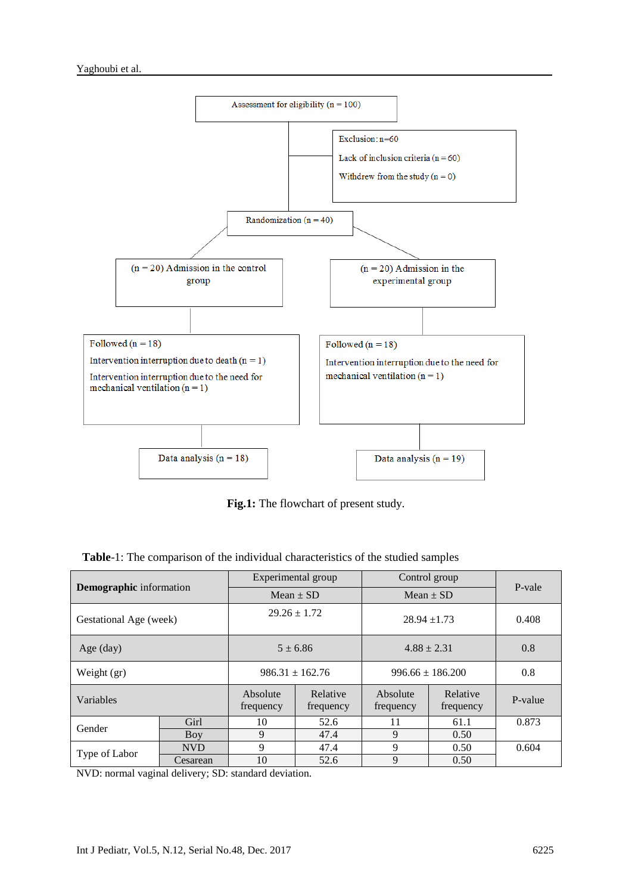Assessment for eligibility (n = 100)

Exclusion: n=60

Lack of inclusion criteria (n = 60)

Withdrew from the study (n = 0)

Randomization (n = 40)

(n = 20) Admission in the control group

(n = 20) Admission in the experimental group

Followed (n = 18)

Intervention interruption due to death (n = 1)

Intervention interruption due to the need for mechanical ventilation (n = 1)

Followed (n = 18)

Intervention interruption due to the need for mechanical ventilation (n = 1)

Data analysis (n = 18)

Data analysis (n = 19)

**Fig.1:** The flowchart of present study.

**Table**-1: The comparison of the individual characteristics of the studied samples

| **Demographic** information | | Experimental group | | Control group | | P-vale |
|---|---|---|---|---|---|---|
| | | Mean ± SD | | Mean ± SD | | |
| Gestational Age (week) | | 29.26 ± 1.72 | | 28.94 ±1.73 | | 0.408 |
| Age (day) | | 5 ± 6.86 | | 4.88 ± 2.31 | | 0.8 |
| Weight (gr) | | 986.31 ± 162.76 | | 996.66 ± 186.200 | | 0.8 |
| Variables | | Absolute frequency | Relative frequency | Absolute frequency | Relative frequency | P-value |
| Gender | Girl | 10 | 52.6 | 11 | 61.1 | 0.873 |
| | Boy | 9 | 47.4 | 9 | 0.50 | |
| Type of Labor | NVD | 9 | 47.4 | 9 | 0.50 | 0.604 |
| | Cesarean | 10 | 52.6 | 9 | 0.50 | |

NVD: normal vaginal delivery; SD: standard deviation.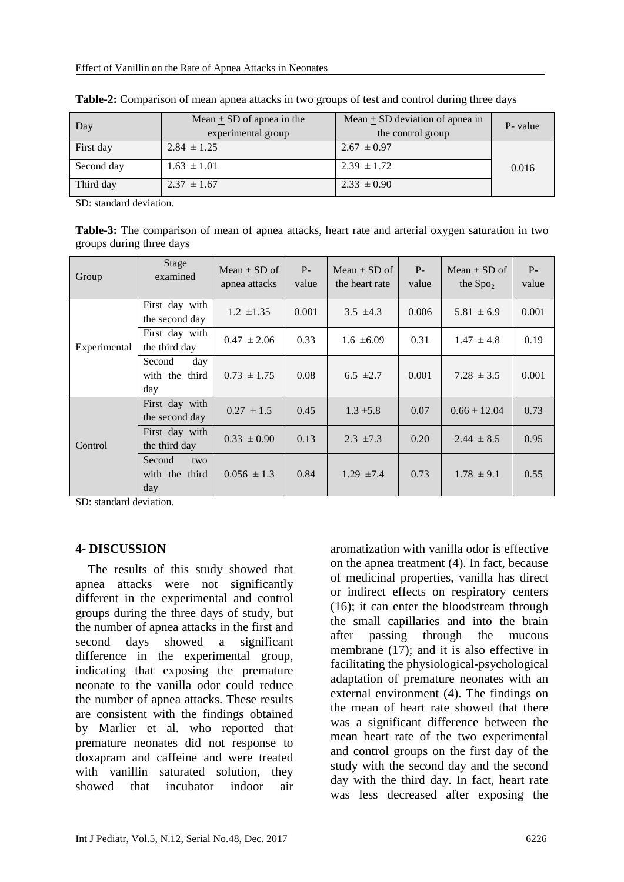**Table-2:** Comparison of mean apnea attacks in two groups of test and control during three days

| Day | Mean ± SD of apnea in the experimental group | Mean ± SD deviation of apnea in the control group | P- value |
|---|---|---|---|
| First day | 2.84 ± 1.25 | 2.67 ± 0.97 | 0.016 |
| Second day | 1.63 ± 1.01 | 2.39 ± 1.72 | |
| Third day | 2.37 ± 1.67 | 2.33 ± 0.90 | |

SD: standard deviation.

**Table-3:** The comparison of mean of apnea attacks, heart rate and arterial oxygen saturation in two groups during three days

| Group | Stage examined | Mean ± SD of apnea attacks | P-value | Mean ± SD of the heart rate | P-value | Mean ± SD of the $Spo_2$ | P-value |
|---|---|---|---|---|---|---|---|
| Experimental | First day with the second day | 1.2 ±1.35 | 0.001 | 3.5 ±4.3 | 0.006 | 5.81 ± 6.9 | 0.001 |
| | First day with the third day | 0.47 ± 2.06 | 0.33 | 1.6 ±6.09 | 0.31 | 1.47 ± 4.8 | 0.19 |
| | Second day with the third day | 0.73 ± 1.75 | 0.08 | 6.5 ±2.7 | 0.001 | 7.28 ± 3.5 | 0.001 |
| Control | First day with the second day | 0.27 ± 1.5 | 0.45 | 1.3 ±5.8 | 0.07 | 0.66 ± 12.04 | 0.73 |
| | First day with the third day | 0.33 ± 0.90 | 0.13 | 2.3 ±7.3 | 0.20 | 2.44 ± 8.5 | 0.95 |
| | Second two with the third day | 0.056 ± 1.3 | 0.84 | 1.29 ±7.4 | 0.73 | 1.78 ± 9.1 | 0.55 |

SD: standard deviation.

## 4- DISCUSSION

The results of this study showed that apnea attacks were not significantly different in the experimental and control groups during the three days of study, but the number of apnea attacks in the first and second days showed a significant difference in the experimental group, indicating that exposing the premature neonate to the vanilla odor could reduce the number of apnea attacks. These results are consistent with the findings obtained by Marlier et al. who reported that premature neonates did not response to doxapram and caffeine and were treated with vanillin saturated solution, they showed that incubator indoor air aromatization with vanilla odor is effective on the apnea treatment (4). In fact, because of medicinal properties, vanilla has direct or indirect effects on respiratory centers (16); it can enter the bloodstream through the small capillaries and into the brain after passing through the mucous membrane (17); and it is also effective in facilitating the physiological-psychological adaptation of premature neonates with an external environment (4). The findings on the mean of heart rate showed that there was a significant difference between the mean heart rate of the two experimental and control groups on the first day of the study with the second day and the second day with the third day. In fact, heart rate was less decreased after exposing the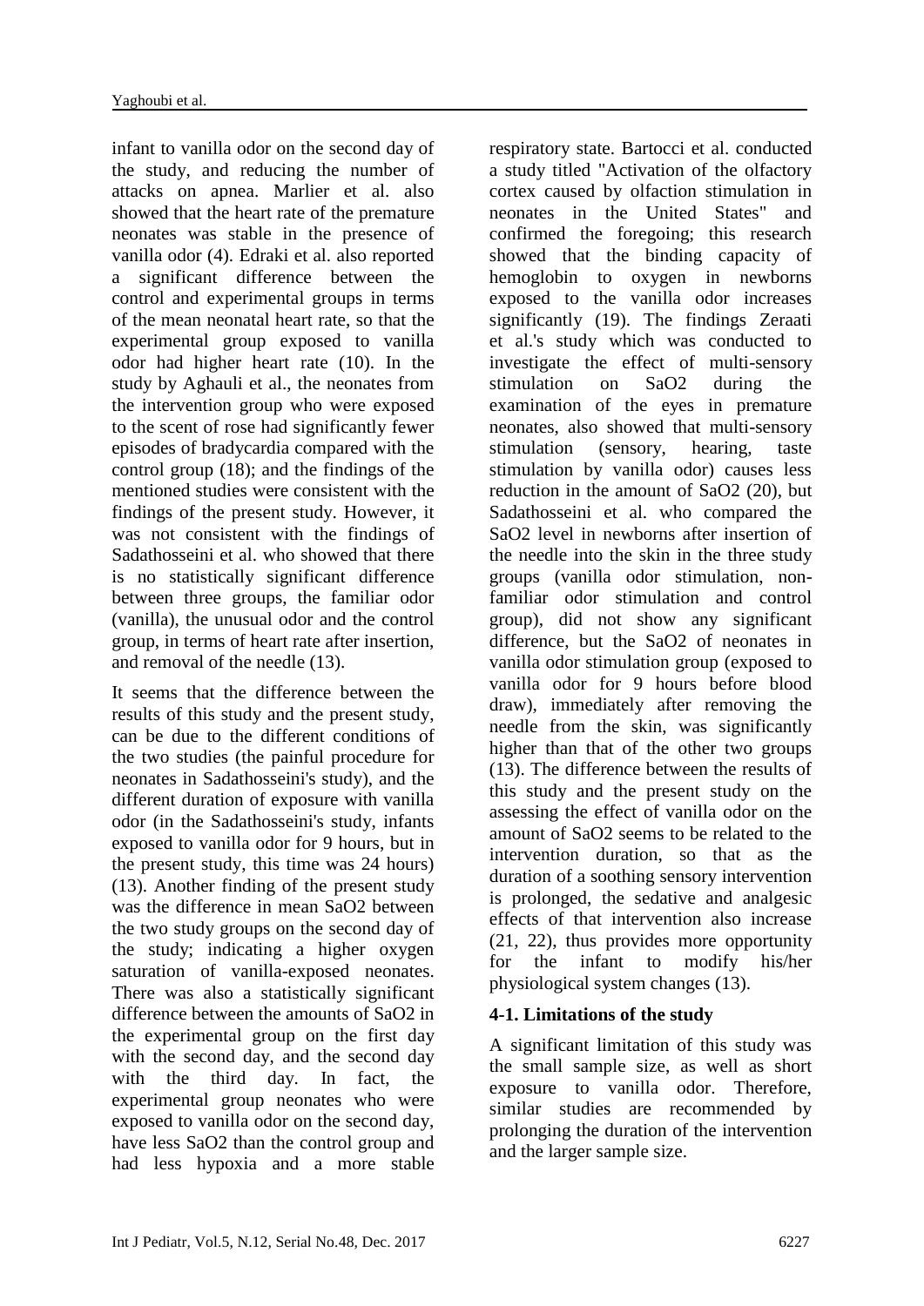infant to vanilla odor on the second day of the study, and reducing the number of attacks on apnea. Marlier et al. also showed that the heart rate of the premature neonates was stable in the presence of vanilla odor (4). Edraki et al. also reported a significant difference between the control and experimental groups in terms of the mean neonatal heart rate, so that the experimental group exposed to vanilla odor had higher heart rate (10). In the study by Aghauli et al., the neonates from the intervention group who were exposed to the scent of rose had significantly fewer episodes of bradycardia compared with the control group (18); and the findings of the mentioned studies were consistent with the findings of the present study. However, it was not consistent with the findings of Sadathosseini et al. who showed that there is no statistically significant difference between three groups, the familiar odor (vanilla), the unusual odor and the control group, in terms of heart rate after insertion, and removal of the needle (13).

It seems that the difference between the results of this study and the present study, can be due to the different conditions of the two studies (the painful procedure for neonates in Sadathosseini's study), and the different duration of exposure with vanilla odor (in the Sadathosseini's study, infants exposed to vanilla odor for 9 hours, but in the present study, this time was 24 hours) (13). Another finding of the present study was the difference in mean SaO2 between the two study groups on the second day of the study; indicating a higher oxygen saturation of vanilla-exposed neonates. There was also a statistically significant difference between the amounts of SaO2 in the experimental group on the first day with the second day, and the second day with the third day. In fact, the experimental group neonates who were exposed to vanilla odor on the second day, have less SaO2 than the control group and had less hypoxia and a more stable respiratory state. Bartocci et al. conducted a study titled "Activation of the olfactory cortex caused by olfaction stimulation in neonates in the United States" and confirmed the foregoing; this research showed that the binding capacity of hemoglobin to oxygen in newborns exposed to the vanilla odor increases significantly (19). The findings Zeraati et al.'s study which was conducted to investigate the effect of multi-sensory stimulation on SaO2 during the examination of the eyes in premature neonates, also showed that multi-sensory stimulation (sensory, hearing, taste stimulation by vanilla odor) causes less reduction in the amount of SaO2 (20), but Sadathosseini et al. who compared the SaO2 level in newborns after insertion of the needle into the skin in the three study groups (vanilla odor stimulation, non-familiar odor stimulation and control group), did not show any significant difference, but the SaO2 of neonates in vanilla odor stimulation group (exposed to vanilla odor for 9 hours before blood draw), immediately after removing the needle from the skin, was significantly higher than that of the other two groups (13). The difference between the results of this study and the present study on the assessing the effect of vanilla odor on the amount of SaO2 seems to be related to the intervention duration, so that as the duration of a soothing sensory intervention is prolonged, the sedative and analgesic effects of that intervention also increase (21, 22), thus provides more opportunity for the infant to modify his/her physiological system changes (13).

### 4-1. Limitations of the study

A significant limitation of this study was the small sample size, as well as short exposure to vanilla odor. Therefore, similar studies are recommended by prolonging the duration of the intervention and the larger sample size.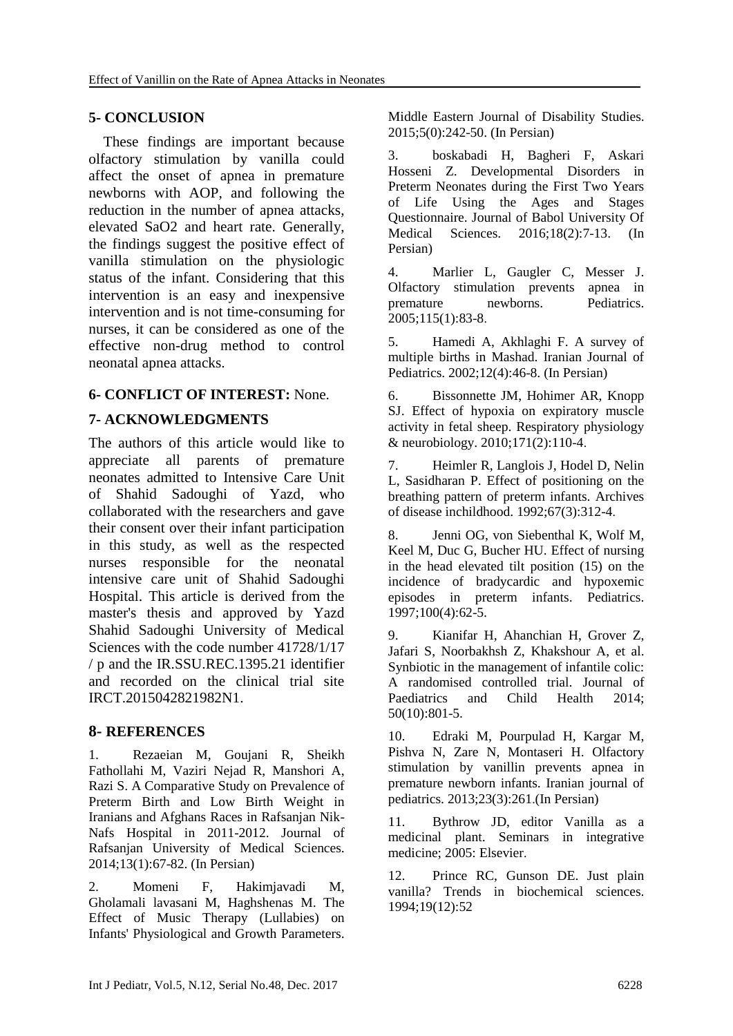## 5- CONCLUSION

These findings are important because olfactory stimulation by vanilla could affect the onset of apnea in premature newborns with AOP, and following the reduction in the number of apnea attacks, elevated SaO2 and heart rate. Generally, the findings suggest the positive effect of vanilla stimulation on the physiologic status of the infant. Considering that this intervention is an easy and inexpensive intervention and is not time-consuming for nurses, it can be considered as one of the effective non-drug method to control neonatal apnea attacks.

## 6- CONFLICT OF INTEREST: None.

## 7- ACKNOWLEDGMENTS

The authors of this article would like to appreciate all parents of premature neonates admitted to Intensive Care Unit of Shahid Sadoughi of Yazd, who collaborated with the researchers and gave their consent over their infant participation in this study, as well as the respected nurses responsible for the neonatal intensive care unit of Shahid Sadoughi Hospital. This article is derived from the master's thesis and approved by Yazd Shahid Sadoughi University of Medical Sciences with the code number 41728/1/17 / p and the IR.SSU.REC.1395.21 identifier and recorded on the clinical trial site IRCT.2015042821982N1.

## 8- REFERENCES

1. Rezaeian M, Goujani R, Sheikh Fathollahi M, Vaziri Nejad R, Manshori A, Razi S. A Comparative Study on Prevalence of Preterm Birth and Low Birth Weight in Iranians and Afghans Races in Rafsanjan Nik-Nafs Hospital in 2011-2012. Journal of Rafsanjan University of Medical Sciences. 2014;13(1):67-82. (In Persian)

2. Momeni F, Hakimjavadi M, Gholamali lavasani M, Haghshenas M. The Effect of Music Therapy (Lullabies) on Infants' Physiological and Growth Parameters. Middle Eastern Journal of Disability Studies. 2015;5(0):242-50. (In Persian)

3. boskabadi H, Bagheri F, Askari Hosseni Z. Developmental Disorders in Preterm Neonates during the First Two Years of Life Using the Ages and Stages Questionnaire. Journal of Babol University Of Medical Sciences. 2016;18(2):7-13. (In Persian)

4. Marlier L, Gaugler C, Messer J. Olfactory stimulation prevents apnea in premature newborns. Pediatrics. 2005;115(1):83-8.

5. Hamedi A, Akhlaghi F. A survey of multiple births in Mashad. Iranian Journal of Pediatrics. 2002;12(4):46-8. (In Persian)

6. Bissonnette JM, Hohimer AR, Knopp SJ. Effect of hypoxia on expiratory muscle activity in fetal sheep. Respiratory physiology & neurobiology. 2010;171(2):110-4.

7. Heimler R, Langlois J, Hodel D, Nelin L, Sasidharan P. Effect of positioning on the breathing pattern of preterm infants. Archives of disease inchildhood. 1992;67(3):312-4.

8. Jenni OG, von Siebenthal K, Wolf M, Keel M, Duc G, Bucher HU. Effect of nursing in the head elevated tilt position (15) on the incidence of bradycardic and hypoxemic episodes in preterm infants. Pediatrics. 1997;100(4):62-5.

9. Kianifar H, Ahanchian H, Grover Z, Jafari S, Noorbakhsh Z, Khakshour A, et al. Synbiotic in the management of infantile colic: A randomised controlled trial. Journal of Paediatrics and Child Health 2014; 50(10):801-5.

10. Edraki M, Pourpulad H, Kargar M, Pishva N, Zare N, Montaseri H. Olfactory stimulation by vanillin prevents apnea in premature newborn infants. Iranian journal of pediatrics. 2013;23(3):261.(In Persian)

11. Bythrow JD, editor Vanilla as a medicinal plant. Seminars in integrative medicine; 2005: Elsevier.

12. Prince RC, Gunson DE. Just plain vanilla? Trends in biochemical sciences. 1994;19(12):52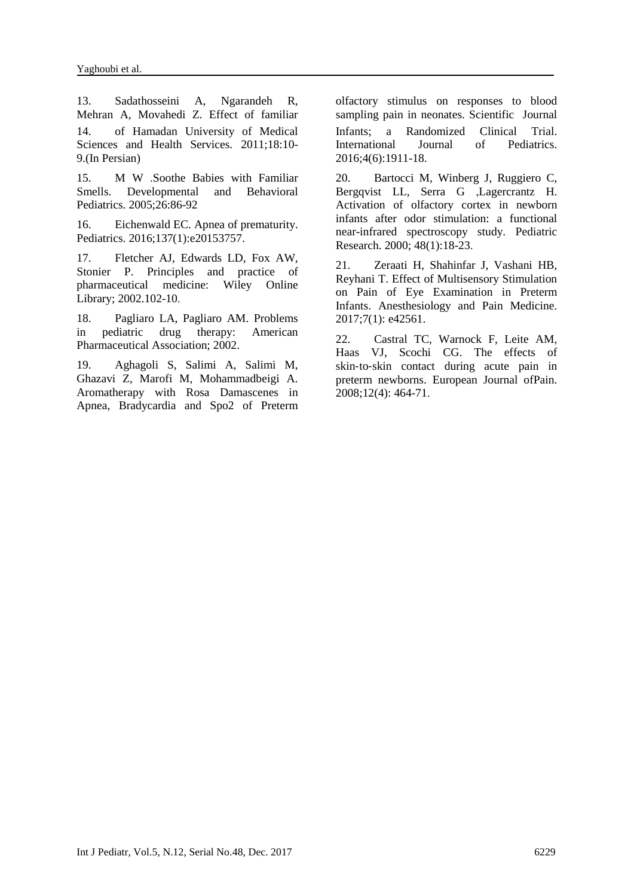13. Sadathosseini A, Ngarandeh R, Mehran A, Movahedi Z. Effect of familiar

14. of Hamadan University of Medical Sciences and Health Services. 2011;18:10-9.(In Persian)

15. M W .Soothe Babies with Familiar Smells. Developmental and Behavioral Pediatrics. 2005;26:86-92

16. Eichenwald EC. Apnea of prematurity. Pediatrics. 2016;137(1):e20153757.

17. Fletcher AJ, Edwards LD, Fox AW, Stonier P. Principles and practice of pharmaceutical medicine: Wiley Online Library; 2002.102-10.

18. Pagliaro LA, Pagliaro AM. Problems in pediatric drug therapy: American Pharmaceutical Association; 2002.

19. Aghagoli S, Salimi A, Salimi M, Ghazavi Z, Marofi M, Mohammadbeigi A. Aromatherapy with Rosa Damascenes in Apnea, Bradycardia and Spo2 of Preterm olfactory stimulus on responses to blood sampling pain in neonates. Scientific Journal Infants; a Randomized Clinical Trial. International Journal of Pediatrics. 2016;4(6):1911-18.

20. Bartocci M, Winberg J, Ruggiero C, Bergqvist LL, Serra G ,Lagercrantz H. Activation of olfactory cortex in newborn infants after odor stimulation: a functional near-infrared spectroscopy study. Pediatric Research. 2000; 48(1):18-23.

21. Zeraati H, Shahinfar J, Vashani HB, Reyhani T. Effect of Multisensory Stimulation on Pain of Eye Examination in Preterm Infants. Anesthesiology and Pain Medicine. 2017;7(1): e42561.

22. Castral TC, Warnock F, Leite AM, Haas VJ, Scochi CG. The effects of skin-to-skin contact during acute pain in preterm newborns. European Journal ofPain. 2008;12(4): 464-71.